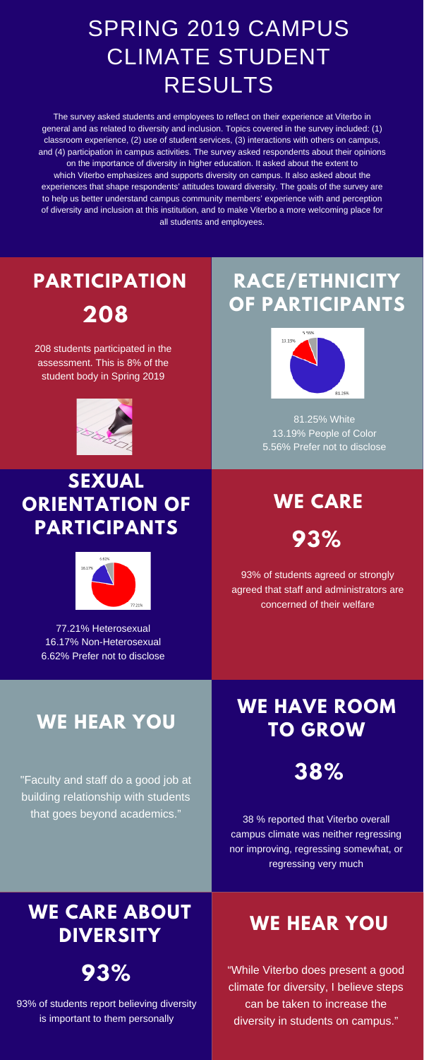# SPRING 2019 CAMPUS CLIMATE STUDENT RESULTS

The survey asked students and employees to reflect on their experience at Viterbo in general and as related to diversity and inclusion. Topics covered in the survey included: (1) classroom experience, (2) use of student services, (3) interactions with others on campus, and (4) participation in campus activities. The survey asked respondents about their opinions on the importance of diversity in higher education. It asked about the extent to which Viterbo emphasizes and supports diversity on campus. It also asked about the experiences that shape respondents' attitudes toward diversity. The goals of the survey are to help us better understand campus community members' experience with and perception of diversity and inclusion at this institution, and to make Viterbo a more welcoming place for all students and employees.

## PARTICIPATION

## 208

208 students participated in the assessment. This is 8% of the student body in Spring 2019

## RACE/ETHNICITY OF PARTICIPANTS

81.25% White
13.19% People of Color
5.56% Prefer not to disclose

## SEXUAL ORIENTATION OF PARTICIPANTS

77.21% Heterosexual
16.17% Non-Heterosexual
6.62% Prefer not to disclose

## WE CARE

## 93%

93% of students agreed or strongly agreed that staff and administrators are concerned of their welfare

## WE HEAR YOU

"Faculty and staff do a good job at building relationship with students that goes beyond academics."

## WE HAVE ROOM TO GROW

## 38%

38 % reported that Viterbo overall campus climate was neither regressing nor improving, regressing somewhat, or regressing very much

## WE CARE ABOUT DIVERSITY

## 93%

93% of students report believing diversity is important to them personally

## WE HEAR YOU

"While Viterbo does present a good climate for diversity, I believe steps can be taken to increase the diversity in students on campus."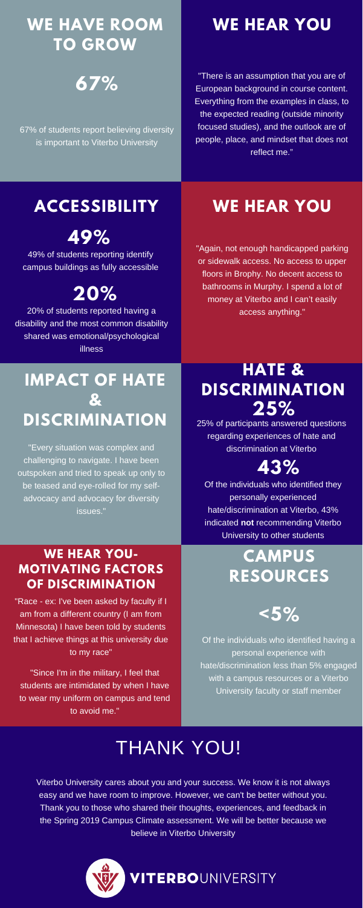## WE HAVE ROOM TO GROW

# 67%

67% of students report believing diversity is important to Viterbo University

## WE HEAR YOU

"There is an assumption that you are of European background in course content. Everything from the examples in class, to the expected reading (outside minority focused studies), and the outlook are of people, place, and mindset that does not reflect me."

## ACCESSIBILITY

# 49%

49% of students reporting identify campus buildings as fully accessible

# 20%

20% of students reported having a disability and the most common disability shared was emotional/psychological illness

## WE HEAR YOU

"Again, not enough handicapped parking or sidewalk access. No access to upper floors in Brophy. No decent access to bathrooms in Murphy. I spend a lot of money at Viterbo and I can't easily access anything."

## IMPACT OF HATE & DISCRIMINATION

"Every situation was complex and challenging to navigate. I have been outspoken and tried to speak up only to be teased and eye-rolled for my self-advocacy and advocacy for diversity issues."

## HATE & DISCRIMINATION

# 25%

25% of participants answered questions regarding experiences of hate and discrimination at Viterbo

# 43%

Of the individuals who identified they personally experienced hate/discrimination at Viterbo, 43% indicated **not** recommending Viterbo University to other students

### WE HEAR YOU- MOTIVATING FACTORS OF DISCRIMINATION

"Race - ex: I've been asked by faculty if I am from a different country (I am from Minnesota) I have been told by students that I achieve things at this university due to my race"

"Since I'm in the military, I feel that students are intimidated by when I have to wear my uniform on campus and tend to avoid me."

## CAMPUS RESOURCES

# <5%

Of the individuals who identified having a personal experience with hate/discrimination less than 5% engaged with a campus resources or a Viterbo University faculty or staff member

# THANK YOU!

Viterbo University cares about you and your success. We know it is not always easy and we have room to improve. However, we can't be better without you. Thank you to those who shared their thoughts, experiences, and feedback in the Spring 2019 Campus Climate assessment. We will be better because we believe in Viterbo University

VITERBOUNIVERSITY